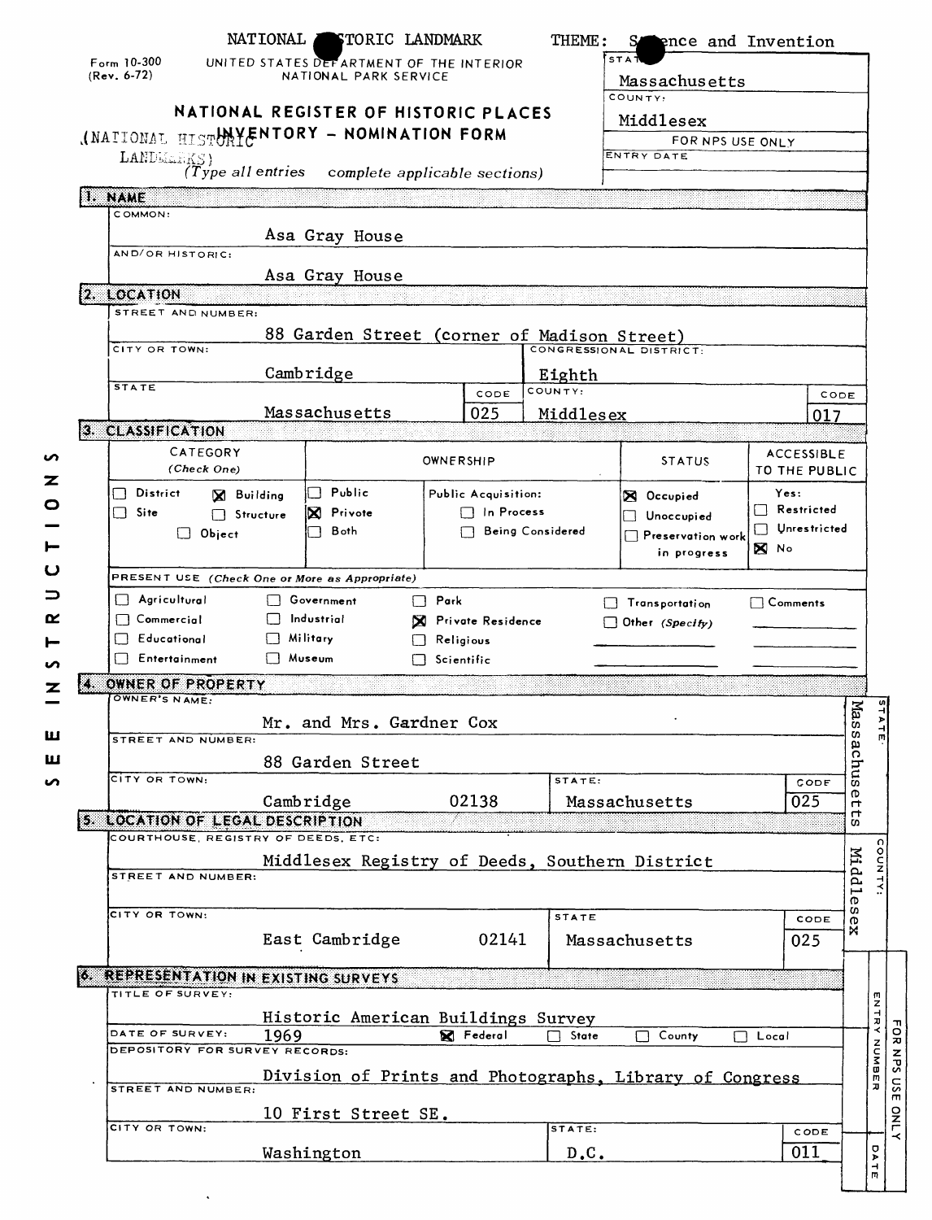NATIONAL HISTORIC LANDMARK THEME: Science and Invention

Form 10-300
(Rev. 6-72)

UNITED STATES DEPARTMENT OF THE INTERIOR
NATIONAL PARK SERVICE

# NATIONAL REGISTER OF HISTORIC PLACES INVENTORY - NOMINATION FORM

(NATIONAL HISTORIC LANDMARKS)

*(Type all entries complete applicable sections)*

| STATE: | Massachusetts |
|---|---|
| COUNTY: | Middlesex |
| FOR NPS USE ONLY | |
| ENTRY DATE | |

## 1. NAME

COMMON: Asa Gray House

AND/OR HISTORIC: Asa Gray House

## 2. LOCATION

STREET AND NUMBER: 88 Garden Street (corner of Madison Street)

| CITY OR TOWN: | | CONGRESSIONAL DISTRICT: | |
|---|---|---|---|
| Cambridge | | Eighth | |
| STATE | CODE | COUNTY: | CODE |
| Massachusetts | 025 | Middlesex | 017 |

## 3. CLASSIFICATION

| CATEGORY (Check One) | OWNERSHIP | | STATUS | ACCESSIBLE TO THE PUBLIC |
|---|---|---|---|---|
| ☐ District ☒ Building | ☐ Public | Public Acquisition: | ☒ Occupied | Yes: |
| ☐ Site ☐ Structure | ☒ Private | ☐ In Process | ☐ Unoccupied | ☐ Restricted |
| ☐ Object | ☐ Both | ☐ Being Considered | ☐ Preservation work in progress | ☐ Unrestricted |
| | | | | ☒ No |

PRESENT USE *(Check One or More as Appropriate)*

| | | | | |
|---|---|---|---|---|
| ☐ Agricultural | ☐ Government | ☐ Park | ☐ Transportation | ☐ Comments |
| ☐ Commercial | ☐ Industrial | ☒ Private Residence | ☐ Other (Specify) | |
| ☐ Educational | ☐ Military | ☐ Religious | | |
| ☐ Entertainment | ☐ Museum | ☐ Scientific | | |

SEE INSTRUCTIONS

## 4. OWNER OF PROPERTY

OWNER'S NAME: Mr. and Mrs. Gardner Cox

STREET AND NUMBER: 88 Garden Street

| CITY OR TOWN: | | STATE: | CODE |
|---|---|---|---|
| Cambridge | 02138 | Massachusetts | 025 |

## 5. LOCATION OF LEGAL DESCRIPTION

COURTHOUSE, REGISTRY OF DEEDS, ETC: Middlesex Registry of Deeds, Southern District

STREET AND NUMBER:

| CITY OR TOWN: | | STATE | CODE |
|---|---|---|---|
| East Cambridge | 02141 | Massachusetts | 025 |

STATE: Massachusetts
COUNTY: Middlesex

## 6. REPRESENTATION IN EXISTING SURVEYS

TITLE OF SURVEY: Historic American Buildings Survey

DATE OF SURVEY: 1969 ☒ Federal ☐ State ☐ County ☐ Local

DEPOSITORY FOR SURVEY RECORDS: Division of Prints and Photographs, Library of Congress

STREET AND NUMBER: 10 First Street SE.

| CITY OR TOWN: | STATE: | CODE |
|---|---|---|
| Washington | D.C. | 011 |

FOR NPS USE ONLY — ENTRY NUMBER — DATE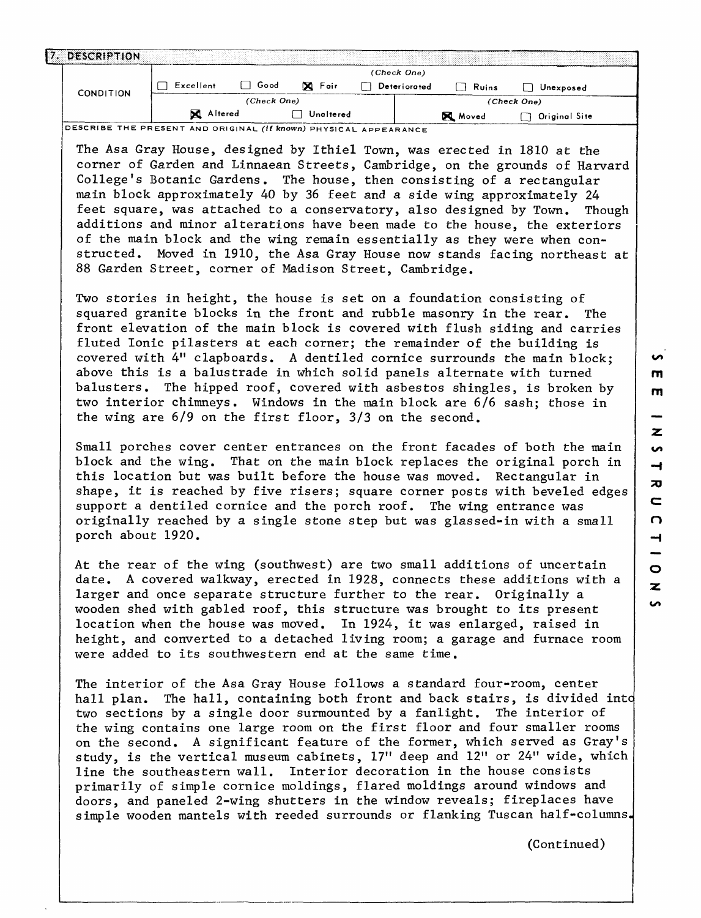## 7. DESCRIPTION

| CONDITION | (Check One) | | | | | |
|---|---|---|---|---|---|---|
| | ☐ Excellent | ☐ Good | ☒ Fair | ☐ Deteriorated | ☐ Ruins | ☐ Unexposed |
| | (Check One) | | | (Check One) | | |
| | ☒ Altered | | ☐ Unaltered | ☒ Moved | | ☐ Original Site |

DESCRIBE THE PRESENT AND ORIGINAL *(if known)* PHYSICAL APPEARANCE

The Asa Gray House, designed by Ithiel Town, was erected in 1810 at the corner of Garden and Linnaean Streets, Cambridge, on the grounds of Harvard College's Botanic Gardens. The house, then consisting of a rectangular main block approximately 40 by 36 feet and a side wing approximately 24 feet square, was attached to a conservatory, also designed by Town. Though additions and minor alterations have been made to the house, the exteriors of the main block and the wing remain essentially as they were when constructed. Moved in 1910, the Asa Gray House now stands facing northeast at 88 Garden Street, corner of Madison Street, Cambridge.

Two stories in height, the house is set on a foundation consisting of squared granite blocks in the front and rubble masonry in the rear. The front elevation of the main block is covered with flush siding and carries fluted Ionic pilasters at each corner; the remainder of the building is covered with 4" clapboards. A dentiled cornice surrounds the main block; above this is a balustrade in which solid panels alternate with turned balusters. The hipped roof, covered with asbestos shingles, is broken by two interior chimneys. Windows in the main block are 6/6 sash; those in the wing are 6/9 on the first floor, 3/3 on the second.

Small porches cover center entrances on the front facades of both the main block and the wing. That on the main block replaces the original porch in this location but was built before the house was moved. Rectangular in shape, it is reached by five risers; square corner posts with beveled edges support a dentiled cornice and the porch roof. The wing entrance was originally reached by a single stone step but was glassed-in with a small porch about 1920.

At the rear of the wing (southwest) are two small additions of uncertain date. A covered walkway, erected in 1928, connects these additions with a larger and once separate structure further to the rear. Originally a wooden shed with gabled roof, this structure was brought to its present location when the house was moved. In 1924, it was enlarged, raised in height, and converted to a detached living room; a garage and furnace room were added to its southwestern end at the same time.

The interior of the Asa Gray House follows a standard four-room, center hall plan. The hall, containing both front and back stairs, is divided into two sections by a single door surmounted by a fanlight. The interior of the wing contains one large room on the first floor and four smaller rooms on the second. A significant feature of the former, which served as Gray's study, is the vertical museum cabinets, 17" deep and 12" or 24" wide, which line the southeastern wall. Interior decoration in the house consists primarily of simple cornice moldings, flared moldings around windows and doors, and paneled 2-wing shutters in the window reveals; fireplaces have simple wooden mantels with reeded surrounds or flanking Tuscan half-columns.

(Continued)

SEE INSTRUCTIONS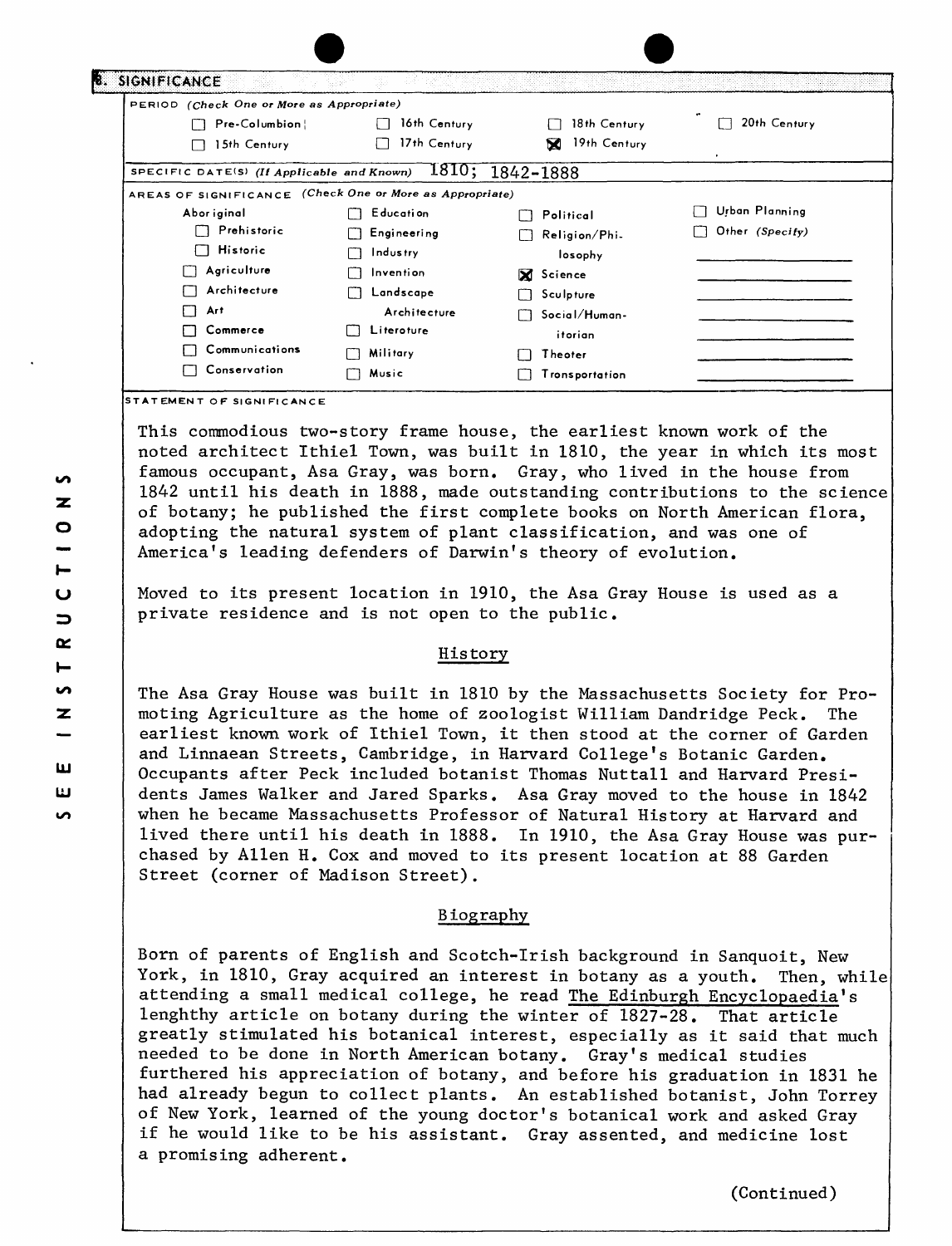## 8. SIGNIFICANCE

PERIOD (Check One or More as Appropriate)

- [ ] Pre-Columbian
- [ ] 15th Century
- [ ] 16th Century
- [ ] 17th Century
- [ ] 18th Century
- [x] 19th Century
- [ ] 20th Century

SPECIFIC DATE(S) (If Applicable and Known) 1810; 1842-1888

AREAS OF SIGNIFICANCE (Check One or More as Appropriate)

- Aboriginal
  - [ ] Prehistoric
  - [ ] Historic
- [ ] Agriculture
- [ ] Architecture
- [ ] Art
- [ ] Commerce
- [ ] Communications
- [ ] Conservation
- [ ] Education
- [ ] Engineering
- [ ] Industry
- [ ] Invention
- [ ] Landscape Architecture
- [ ] Literature
- [ ] Military
- [ ] Music
- [ ] Political
- [ ] Religion/Philosophy
- [x] Science
- [ ] Sculpture
- [ ] Social/Humanitarian
- [ ] Theater
- [ ] Transportation
- [ ] Urban Planning
- [ ] Other (Specify)

STATEMENT OF SIGNIFICANCE

This commodious two-story frame house, the earliest known work of the noted architect Ithiel Town, was built in 1810, the year in which its most famous occupant, Asa Gray, was born. Gray, who lived in the house from 1842 until his death in 1888, made outstanding contributions to the science of botany; he published the first complete books on North American flora, adopting the natural system of plant classification, and was one of America's leading defenders of Darwin's theory of evolution.

Moved to its present location in 1910, the Asa Gray House is used as a private residence and is not open to the public.

### History

The Asa Gray House was built in 1810 by the Massachusetts Society for Promoting Agriculture as the home of zoologist William Dandridge Peck. The earliest known work of Ithiel Town, it then stood at the corner of Garden and Linnaean Streets, Cambridge, in Harvard College's Botanic Garden. Occupants after Peck included botanist Thomas Nuttall and Harvard Presidents James Walker and Jared Sparks. Asa Gray moved to the house in 1842 when he became Massachusetts Professor of Natural History at Harvard and lived there until his death in 1888. In 1910, the Asa Gray House was purchased by Allen H. Cox and moved to its present location at 88 Garden Street (corner of Madison Street).

### Biography

Born of parents of English and Scotch-Irish background in Sanquoit, New York, in 1810, Gray acquired an interest in botany as a youth. Then, while attending a small medical college, he read The Edinburgh Encyclopaedia's lenghthy article on botany during the winter of 1827-28. That article greatly stimulated his botanical interest, especially as it said that much needed to be done in North American botany. Gray's medical studies furthered his appreciation of botany, and before his graduation in 1831 he had already begun to collect plants. An established botanist, John Torrey of New York, learned of the young doctor's botanical work and asked Gray if he would like to be his assistant. Gray assented, and medicine lost a promising adherent.

(Continued)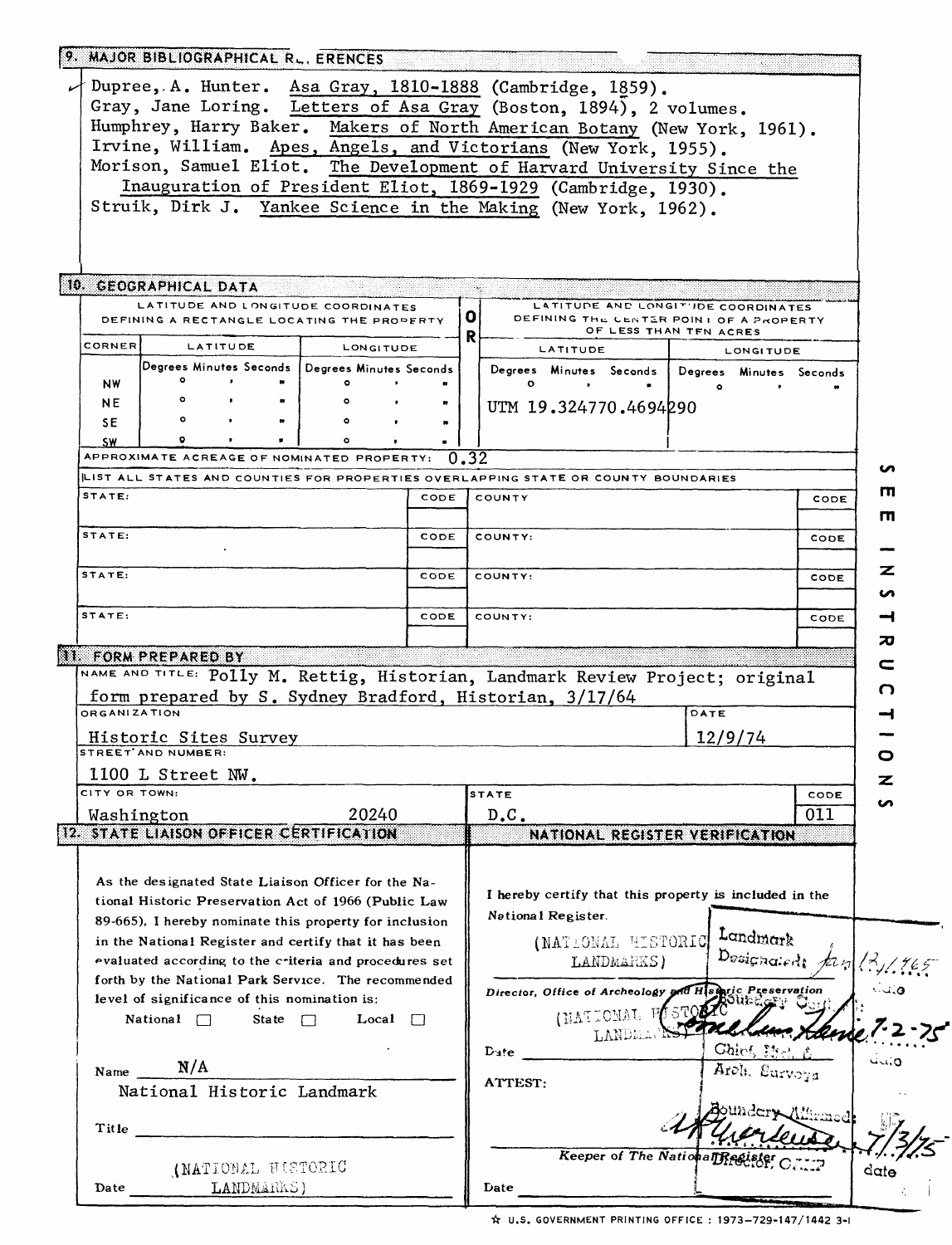## 9. MAJOR BIBLIOGRAPHICAL REFERENCES

Dupree, A. Hunter. Asa Gray, 1810-1888 (Cambridge, 1859).
Gray, Jane Loring. Letters of Asa Gray (Boston, 1894), 2 volumes.
Humphrey, Harry Baker. Makers of North American Botany (New York, 1961).
Irvine, William. Apes, Angels, and Victorians (New York, 1955).
Morison, Samuel Eliot. The Development of Harvard University Since the Inauguration of President Eliot, 1869-1929 (Cambridge, 1930).
Struik, Dirk J. Yankee Science in the Making (New York, 1962).

## 10. GEOGRAPHICAL DATA

| LATITUDE AND LONGITUDE COORDINATES DEFINING A RECTANGLE LOCATING THE PROPERTY | | | OR | LATITUDE AND LONGITUDE COORDINATES DEFINING THE CENTER POINT OF A PROPERTY OF LESS THAN TEN ACRES | |
|---|---|---|---|---|---|
| CORNER | LATITUDE | LONGITUDE | | LATITUDE | LONGITUDE |
| | Degrees Minutes Seconds | Degrees Minutes Seconds | | Degrees Minutes Seconds | Degrees Minutes Seconds |
| NW | ° ' " | ° ' " | | ° ' " | ° ' " |
| NE | ° ' " | ° ' " | | UTM 19.324770.4694290 | |
| SE | ° ' " | ° ' " | | | |
| SW | ° ' " | ° ' " | | | |

APPROXIMATE ACREAGE OF NOMINATED PROPERTY: 0.32

LIST ALL STATES AND COUNTIES FOR PROPERTIES OVERLAPPING STATE OR COUNTY BOUNDARIES

| STATE: | CODE | COUNTY | CODE |
|---|---|---|---|
| STATE: | CODE | COUNTY: | CODE |
| STATE: | CODE | COUNTY: | CODE |
| STATE: | CODE | COUNTY: | CODE |

SEE INSTRUCTIONS

## 11. FORM PREPARED BY

NAME AND TITLE: Polly M. Rettig, Historian, Landmark Review Project; original form prepared by S. Sydney Bradford, Historian, 3/17/64

ORGANIZATION: Historic Sites Survey

DATE: 12/9/74

STREET AND NUMBER: 1100 L Street NW.

CITY OR TOWN: Washington 20240

STATE: D.C.

CODE: 011

## 12. STATE LIAISON OFFICER CERTIFICATION

As the designated State Liaison Officer for the National Historic Preservation Act of 1966 (Public Law 89-665), I hereby nominate this property for inclusion in the National Register and certify that it has been evaluated according to the criteria and procedures set forth by the National Park Service. The recommended level of significance of this nomination is:

National ☐ State ☐ Local ☐

Name N/A
National Historic Landmark

Title

Date (NATIONAL HISTORIC LANDMARKS)

## NATIONAL REGISTER VERIFICATION

I hereby certify that this property is included in the National Register.

(NATIONAL HISTORIC LANDMARKS)

Landmark Designated: Jan 12, 1965 date

Director, Office of Archeology and Historic Preservation

(NATIONAL HISTORIC LANDMARKS)

Boundary Certified: 7-2-75 date

Chief, Hist. & Arch. Surveys

Date

ATTEST:

Boundary Affirmed: 7/3/75 date

Keeper of The National Register
Director, OAHP

Date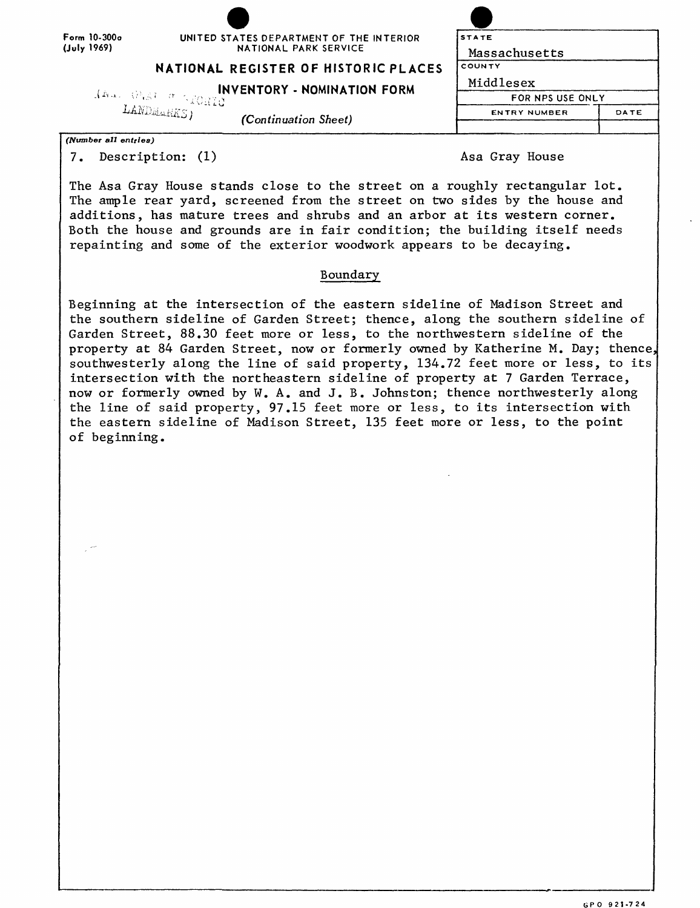Form 10-300a (July 1969)

UNITED STATES DEPARTMENT OF THE INTERIOR
NATIONAL PARK SERVICE

**NATIONAL REGISTER OF HISTORIC PLACES**

**INVENTORY - NOMINATION FORM**

(NAT. REG. HISTORIC LANDMARKS)

*(Continuation Sheet)*

| STATE | |
|---|---|
| Massachusetts | |
| COUNTY | |
| Middlesex | |
| FOR NPS USE ONLY | |
| ENTRY NUMBER | DATE |
| | |

*(Number all entries)*

7. Description: (1) — Asa Gray House

The Asa Gray House stands close to the street on a roughly rectangular lot. The ample rear yard, screened from the street on two sides by the house and additions, has mature trees and shrubs and an arbor at its western corner. Both the house and grounds are in fair condition; the building itself needs repainting and some of the exterior woodwork appears to be decaying.

## Boundary

Beginning at the intersection of the eastern sideline of Madison Street and the southern sideline of Garden Street; thence, along the southern sideline of Garden Street, 88.30 feet more or less, to the northwestern sideline of the property at 84 Garden Street, now or formerly owned by Katherine M. Day; thence, southwesterly along the line of said property, 134.72 feet more or less, to its intersection with the northeastern sideline of property at 7 Garden Terrace, now or formerly owned by W. A. and J. B. Johnston; thence northwesterly along the line of said property, 97.15 feet more or less, to its intersection with the eastern sideline of Madison Street, 135 feet more or less, to the point of beginning.

GPO 921-724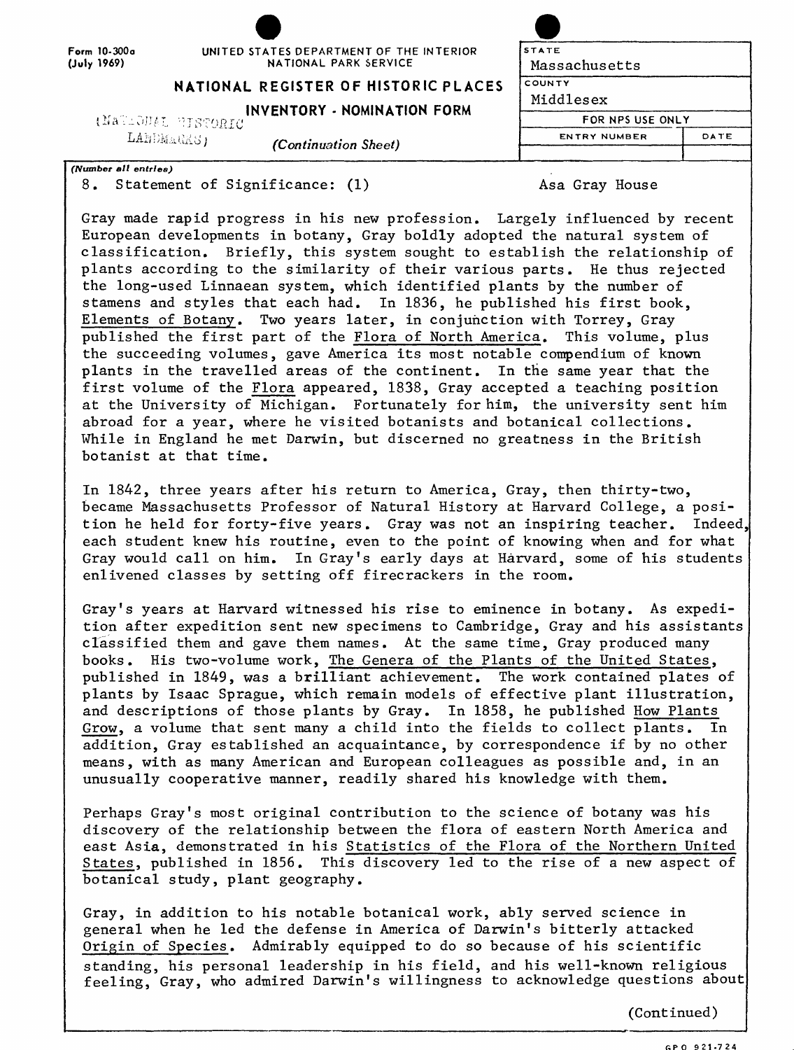Form 10-300a (July 1969)

UNITED STATES DEPARTMENT OF THE INTERIOR
NATIONAL PARK SERVICE

# NATIONAL REGISTER OF HISTORIC PLACES INVENTORY - NOMINATION FORM

(NATIONAL HISTORIC LANDMARKS)

(Continuation Sheet)

| STATE | |
|---|---|
| Massachusetts | |
| COUNTY | |
| Middlesex | |
| FOR NPS USE ONLY | |
| ENTRY NUMBER | DATE |
| | |

(Number all entries)

8. Statement of Significance: (1) — Asa Gray House

Gray made rapid progress in his new profession. Largely influenced by recent European developments in botany, Gray boldly adopted the natural system of classification. Briefly, this system sought to establish the relationship of plants according to the similarity of their various parts. He thus rejected the long-used Linnaean system, which identified plants by the number of stamens and styles that each had. In 1836, he published his first book, Elements of Botany. Two years later, in conjunction with Torrey, Gray published the first part of the Flora of North America. This volume, plus the succeeding volumes, gave America its most notable compendium of known plants in the travelled areas of the continent. In the same year that the first volume of the Flora appeared, 1838, Gray accepted a teaching position at the University of Michigan. Fortunately for him, the university sent him abroad for a year, where he visited botanists and botanical collections. While in England he met Darwin, but discerned no greatness in the British botanist at that time.

In 1842, three years after his return to America, Gray, then thirty-two, became Massachusetts Professor of Natural History at Harvard College, a position he held for forty-five years. Gray was not an inspiring teacher. Indeed, each student knew his routine, even to the point of knowing when and for what Gray would call on him. In Gray's early days at Harvard, some of his students enlivened classes by setting off firecrackers in the room.

Gray's years at Harvard witnessed his rise to eminence in botany. As expedition after expedition sent new specimens to Cambridge, Gray and his assistants classified them and gave them names. At the same time, Gray produced many books. His two-volume work, The Genera of the Plants of the United States, published in 1849, was a brilliant achievement. The work contained plates of plants by Isaac Sprague, which remain models of effective plant illustration, and descriptions of those plants by Gray. In 1858, he published How Plants Grow, a volume that sent many a child into the fields to collect plants. In addition, Gray established an acquaintance, by correspondence if by no other means, with as many American and European colleagues as possible and, in an unusually cooperative manner, readily shared his knowledge with them.

Perhaps Gray's most original contribution to the science of botany was his discovery of the relationship between the flora of eastern North America and east Asia, demonstrated in his Statistics of the Flora of the Northern United States, published in 1856. This discovery led to the rise of a new aspect of botanical study, plant geography.

Gray, in addition to his notable botanical work, ably served science in general when he led the defense in America of Darwin's bitterly attacked Origin of Species. Admirably equipped to do so because of his scientific standing, his personal leadership in his field, and his well-known religious feeling, Gray, who admired Darwin's willingness to acknowledge questions about

(Continued)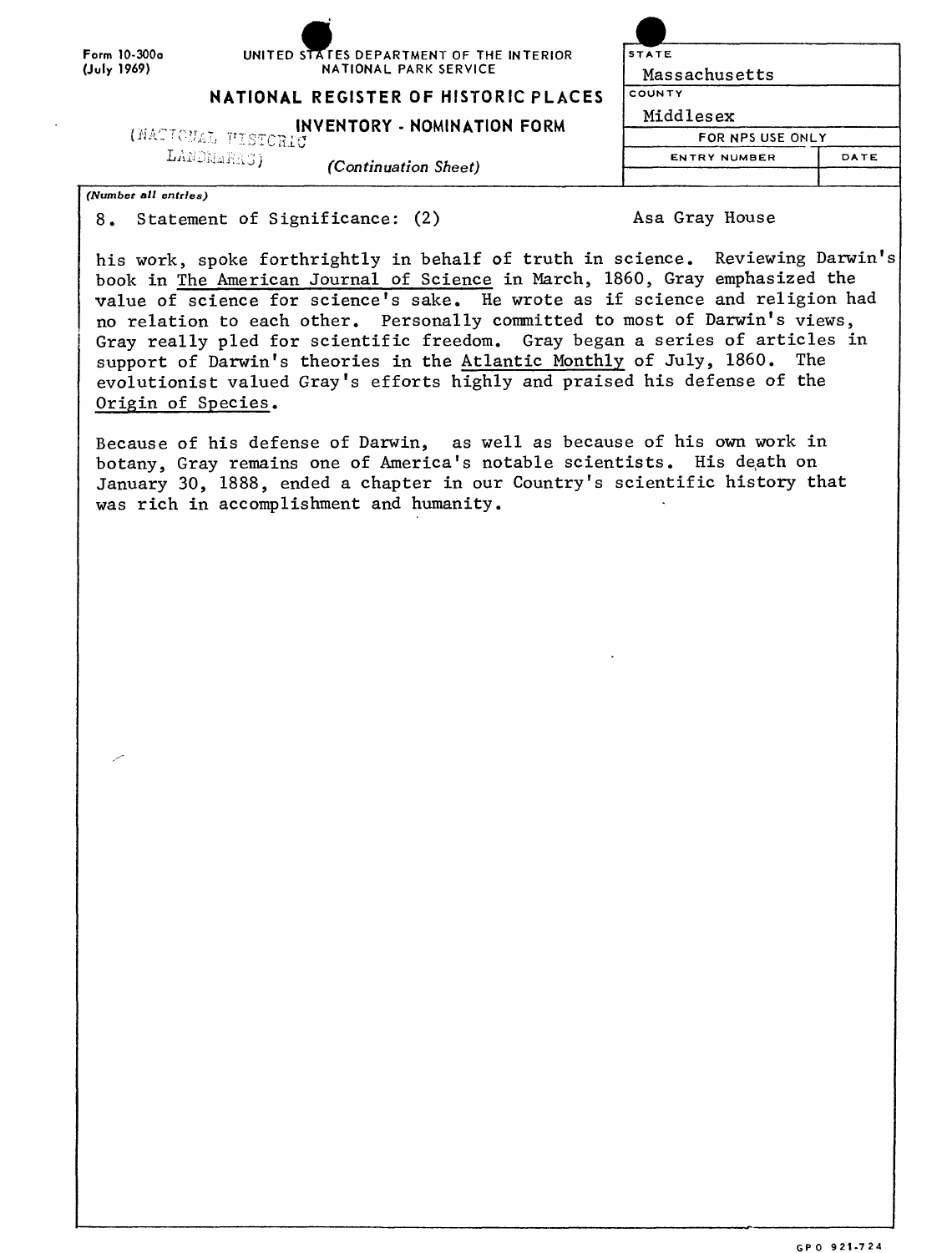Form 10-300a
(July 1969)

UNITED STATES DEPARTMENT OF THE INTERIOR
NATIONAL PARK SERVICE

## NATIONAL REGISTER OF HISTORIC PLACES
## INVENTORY - NOMINATION FORM

(NATIONAL HISTORIC LANDMARKS)

*(Continuation Sheet)*

| STATE | |
|---|---|
| Massachusetts | |
| COUNTY | |
| Middlesex | |
| FOR NPS USE ONLY | |
| ENTRY NUMBER | DATE |
| | |

*(Number all entries)*

8. Statement of Significance: (2) Asa Gray House

his work, spoke forthrightly in behalf of truth in science. Reviewing Darwin's book in The American Journal of Science in March, 1860, Gray emphasized the value of science for science's sake. He wrote as if science and religion had no relation to each other. Personally committed to most of Darwin's views, Gray really pled for scientific freedom. Gray began a series of articles in support of Darwin's theories in the Atlantic Monthly of July, 1860. The evolutionist valued Gray's efforts highly and praised his defense of the Origin of Species.

Because of his defense of Darwin, as well as because of his own work in botany, Gray remains one of America's notable scientists. His death on January 30, 1888, ended a chapter in our Country's scientific history that was rich in accomplishment and humanity.

GPO 921-724